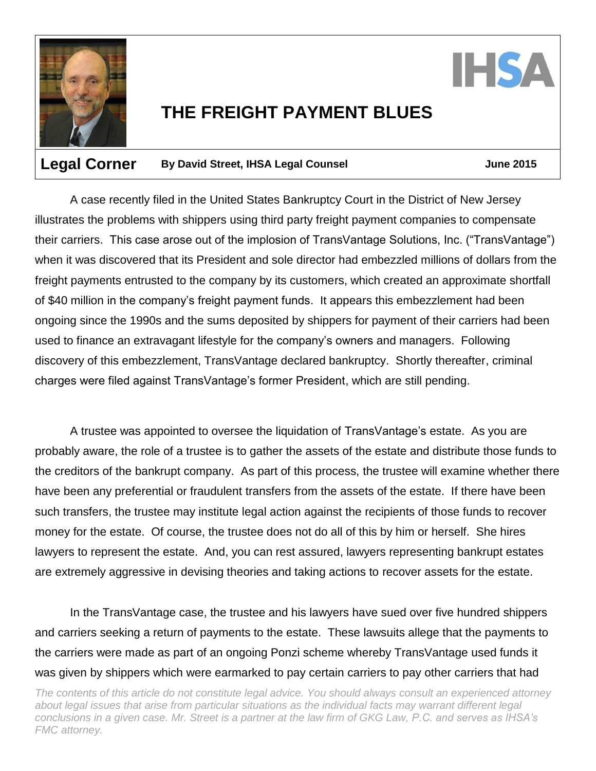# THE FREIGHT PAYMENT BLUES

**Legal Corner** **By David Street, IHSA Legal Counsel** **June 2015**

A case recently filed in the United States Bankruptcy Court in the District of New Jersey illustrates the problems with shippers using third party freight payment companies to compensate their carriers. This case arose out of the implosion of TransVantage Solutions, Inc. ("TransVantage") when it was discovered that its President and sole director had embezzled millions of dollars from the freight payments entrusted to the company by its customers, which created an approximate shortfall of $40 million in the company's freight payment funds. It appears this embezzlement had been ongoing since the 1990s and the sums deposited by shippers for payment of their carriers had been used to finance an extravagant lifestyle for the company's owners and managers. Following discovery of this embezzlement, TransVantage declared bankruptcy. Shortly thereafter, criminal charges were filed against TransVantage's former President, which are still pending.

A trustee was appointed to oversee the liquidation of TransVantage's estate. As you are probably aware, the role of a trustee is to gather the assets of the estate and distribute those funds to the creditors of the bankrupt company. As part of this process, the trustee will examine whether there have been any preferential or fraudulent transfers from the assets of the estate. If there have been such transfers, the trustee may institute legal action against the recipients of those funds to recover money for the estate. Of course, the trustee does not do all of this by him or herself. She hires lawyers to represent the estate. And, you can rest assured, lawyers representing bankrupt estates are extremely aggressive in devising theories and taking actions to recover assets for the estate.

In the TransVantage case, the trustee and his lawyers have sued over five hundred shippers and carriers seeking a return of payments to the estate. These lawsuits allege that the payments to the carriers were made as part of an ongoing Ponzi scheme whereby TransVantage used funds it was given by shippers which were earmarked to pay certain carriers to pay other carriers that had

*The contents of this article do not constitute legal advice. You should always consult an experienced attorney about legal issues that arise from particular situations as the individual facts may warrant different legal conclusions in a given case. Mr. Street is a partner at the law firm of GKG Law, P.C. and serves as IHSA's FMC attorney.*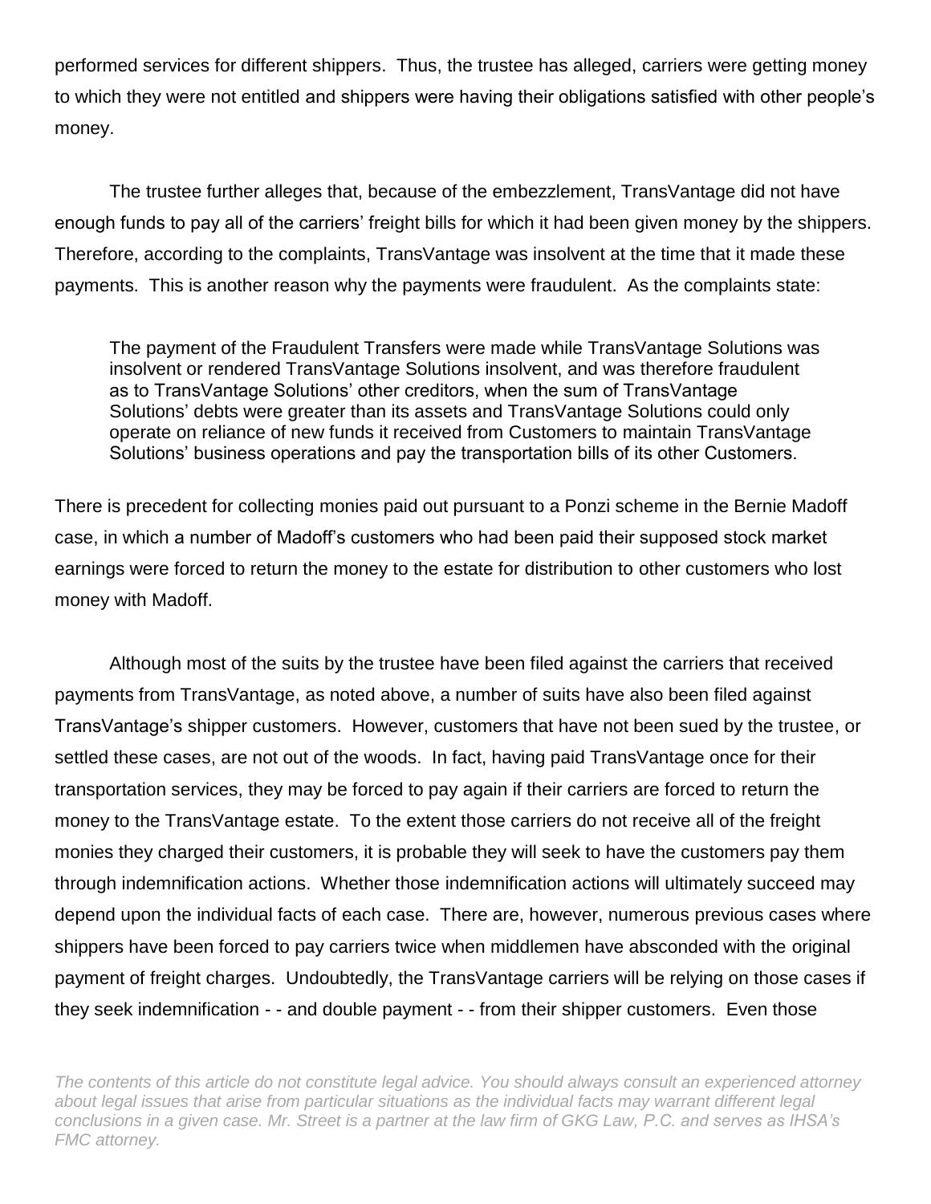performed services for different shippers. Thus, the trustee has alleged, carriers were getting money to which they were not entitled and shippers were having their obligations satisfied with other people's money.

The trustee further alleges that, because of the embezzlement, TransVantage did not have enough funds to pay all of the carriers' freight bills for which it had been given money by the shippers. Therefore, according to the complaints, TransVantage was insolvent at the time that it made these payments. This is another reason why the payments were fraudulent. As the complaints state:

> The payment of the Fraudulent Transfers were made while TransVantage Solutions was insolvent or rendered TransVantage Solutions insolvent, and was therefore fraudulent as to TransVantage Solutions' other creditors, when the sum of TransVantage Solutions' debts were greater than its assets and TransVantage Solutions could only operate on reliance of new funds it received from Customers to maintain TransVantage Solutions' business operations and pay the transportation bills of its other Customers.

There is precedent for collecting monies paid out pursuant to a Ponzi scheme in the Bernie Madoff case, in which a number of Madoff's customers who had been paid their supposed stock market earnings were forced to return the money to the estate for distribution to other customers who lost money with Madoff.

Although most of the suits by the trustee have been filed against the carriers that received payments from TransVantage, as noted above, a number of suits have also been filed against TransVantage's shipper customers. However, customers that have not been sued by the trustee, or settled these cases, are not out of the woods. In fact, having paid TransVantage once for their transportation services, they may be forced to pay again if their carriers are forced to return the money to the TransVantage estate. To the extent those carriers do not receive all of the freight monies they charged their customers, it is probable they will seek to have the customers pay them through indemnification actions. Whether those indemnification actions will ultimately succeed may depend upon the individual facts of each case. There are, however, numerous previous cases where shippers have been forced to pay carriers twice when middlemen have absconded with the original payment of freight charges. Undoubtedly, the TransVantage carriers will be relying on those cases if they seek indemnification - - and double payment - - from their shipper customers. Even those

*The contents of this article do not constitute legal advice. You should always consult an experienced attorney about legal issues that arise from particular situations as the individual facts may warrant different legal conclusions in a given case. Mr. Street is a partner at the law firm of GKG Law, P.C. and serves as IHSA's FMC attorney.*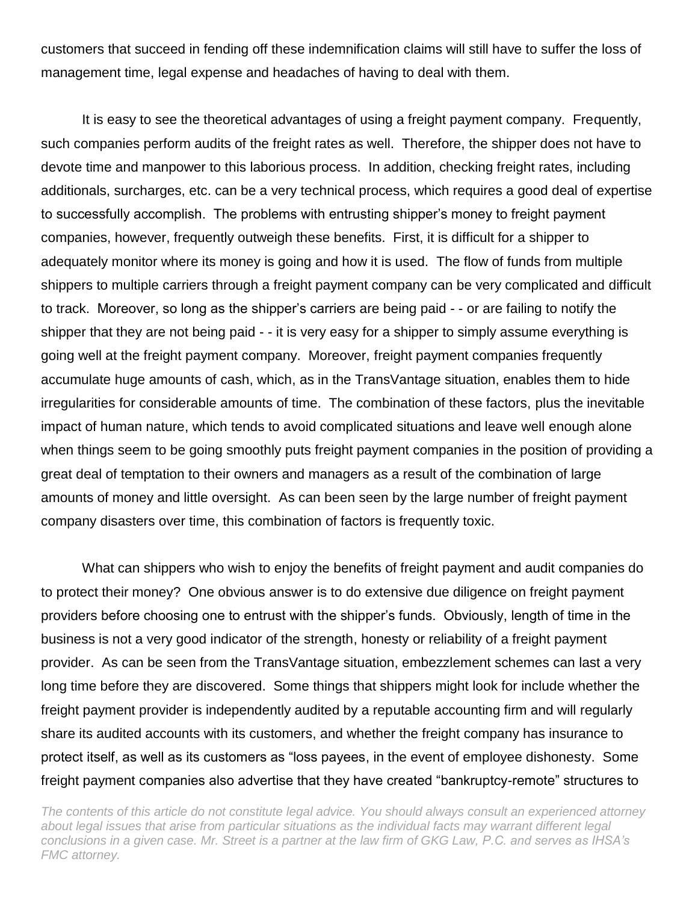customers that succeed in fending off these indemnification claims will still have to suffer the loss of management time, legal expense and headaches of having to deal with them.

It is easy to see the theoretical advantages of using a freight payment company. Frequently, such companies perform audits of the freight rates as well. Therefore, the shipper does not have to devote time and manpower to this laborious process. In addition, checking freight rates, including additionals, surcharges, etc. can be a very technical process, which requires a good deal of expertise to successfully accomplish. The problems with entrusting shipper's money to freight payment companies, however, frequently outweigh these benefits. First, it is difficult for a shipper to adequately monitor where its money is going and how it is used. The flow of funds from multiple shippers to multiple carriers through a freight payment company can be very complicated and difficult to track. Moreover, so long as the shipper's carriers are being paid - - or are failing to notify the shipper that they are not being paid - - it is very easy for a shipper to simply assume everything is going well at the freight payment company. Moreover, freight payment companies frequently accumulate huge amounts of cash, which, as in the TransVantage situation, enables them to hide irregularities for considerable amounts of time. The combination of these factors, plus the inevitable impact of human nature, which tends to avoid complicated situations and leave well enough alone when things seem to be going smoothly puts freight payment companies in the position of providing a great deal of temptation to their owners and managers as a result of the combination of large amounts of money and little oversight. As can been seen by the large number of freight payment company disasters over time, this combination of factors is frequently toxic.

What can shippers who wish to enjoy the benefits of freight payment and audit companies do to protect their money? One obvious answer is to do extensive due diligence on freight payment providers before choosing one to entrust with the shipper's funds. Obviously, length of time in the business is not a very good indicator of the strength, honesty or reliability of a freight payment provider. As can be seen from the TransVantage situation, embezzlement schemes can last a very long time before they are discovered. Some things that shippers might look for include whether the freight payment provider is independently audited by a reputable accounting firm and will regularly share its audited accounts with its customers, and whether the freight company has insurance to protect itself, as well as its customers as "loss payees, in the event of employee dishonesty. Some freight payment companies also advertise that they have created "bankruptcy-remote" structures to

*The contents of this article do not constitute legal advice. You should always consult an experienced attorney about legal issues that arise from particular situations as the individual facts may warrant different legal conclusions in a given case. Mr. Street is a partner at the law firm of GKG Law, P.C. and serves as IHSA's FMC attorney.*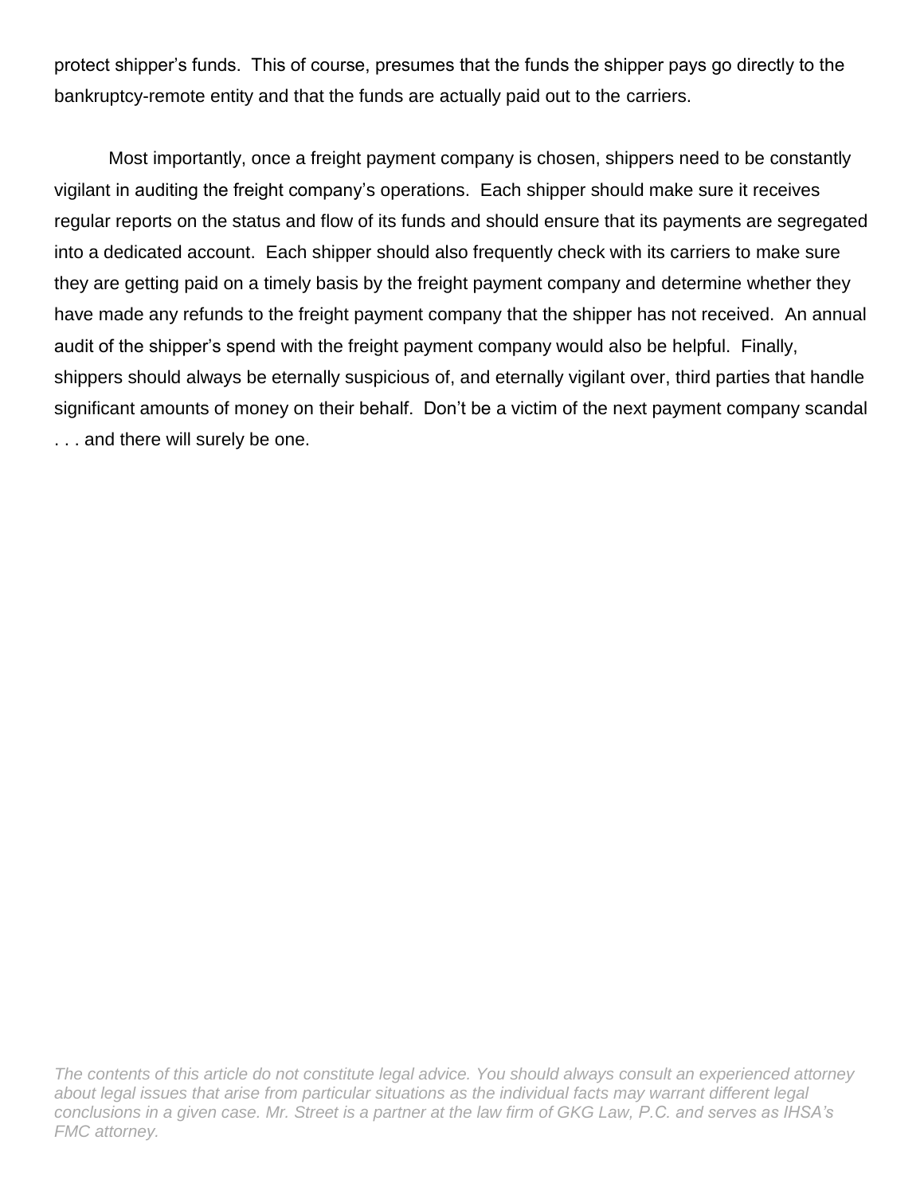protect shipper's funds. This of course, presumes that the funds the shipper pays go directly to the bankruptcy-remote entity and that the funds are actually paid out to the carriers.

Most importantly, once a freight payment company is chosen, shippers need to be constantly vigilant in auditing the freight company's operations. Each shipper should make sure it receives regular reports on the status and flow of its funds and should ensure that its payments are segregated into a dedicated account. Each shipper should also frequently check with its carriers to make sure they are getting paid on a timely basis by the freight payment company and determine whether they have made any refunds to the freight payment company that the shipper has not received. An annual audit of the shipper's spend with the freight payment company would also be helpful. Finally, shippers should always be eternally suspicious of, and eternally vigilant over, third parties that handle significant amounts of money on their behalf. Don't be a victim of the next payment company scandal . . . and there will surely be one.

*The contents of this article do not constitute legal advice. You should always consult an experienced attorney about legal issues that arise from particular situations as the individual facts may warrant different legal conclusions in a given case. Mr. Street is a partner at the law firm of GKG Law, P.C. and serves as IHSA's FMC attorney.*